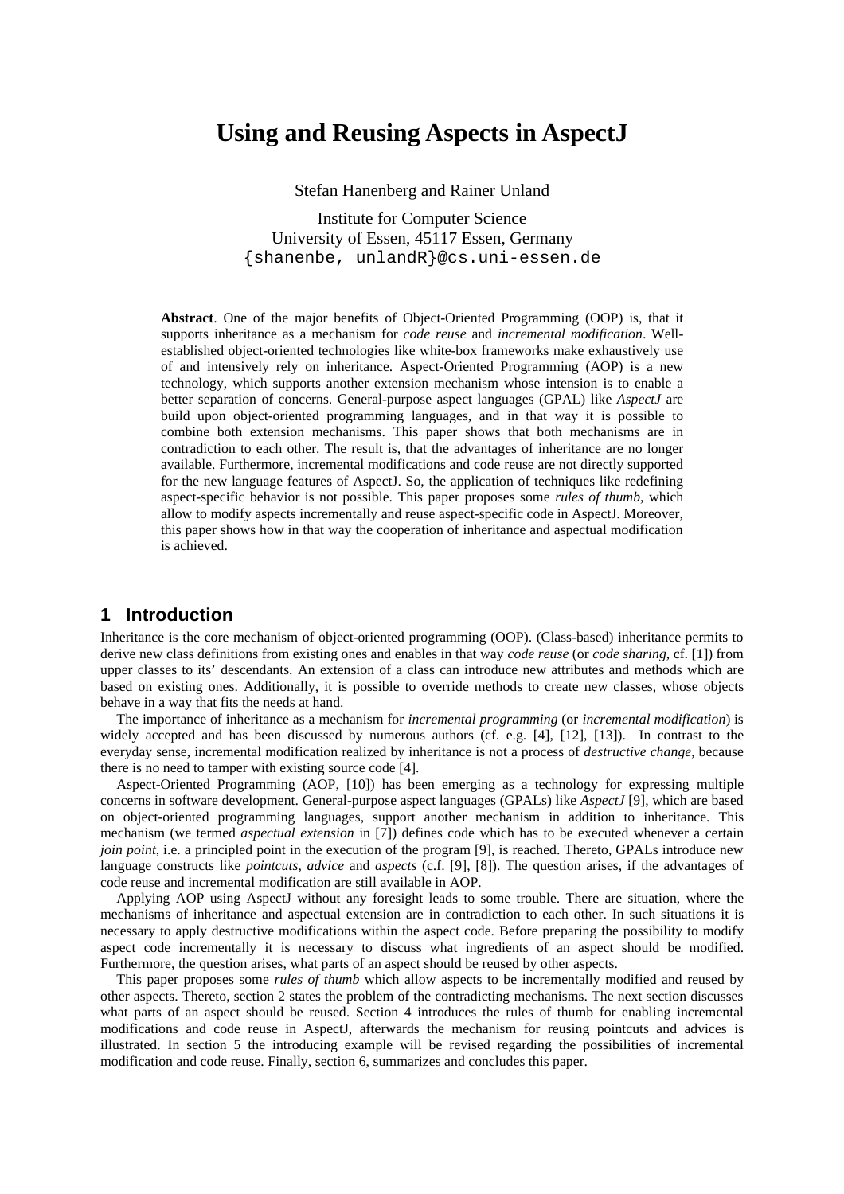# Using and Reusing Aspects in AspectJ

Stefan Hanenberg and Rainer Unland

Institute for Computer Science
University of Essen, 45117 Essen, Germany
{shanenbe, unlandR}@cs.uni-essen.de

**Abstract**. One of the major benefits of Object-Oriented Programming (OOP) is, that it supports inheritance as a mechanism for *code reuse* and *incremental modification*. Well-established object-oriented technologies like white-box frameworks make exhaustively use of and intensively rely on inheritance. Aspect-Oriented Programming (AOP) is a new technology, which supports another extension mechanism whose intension is to enable a better separation of concerns. General-purpose aspect languages (GPAL) like *AspectJ* are build upon object-oriented programming languages, and in that way it is possible to combine both extension mechanisms. This paper shows that both mechanisms are in contradiction to each other. The result is, that the advantages of inheritance are no longer available. Furthermore, incremental modifications and code reuse are not directly supported for the new language features of AspectJ. So, the application of techniques like redefining aspect-specific behavior is not possible. This paper proposes some *rules of thumb*, which allow to modify aspects incrementally and reuse aspect-specific code in AspectJ. Moreover, this paper shows how in that way the cooperation of inheritance and aspectual modification is achieved.

## 1 Introduction

Inheritance is the core mechanism of object-oriented programming (OOP). (Class-based) inheritance permits to derive new class definitions from existing ones and enables in that way *code reuse* (or *code sharing*, cf. [1]) from upper classes to its' descendants. An extension of a class can introduce new attributes and methods which are based on existing ones. Additionally, it is possible to override methods to create new classes, whose objects behave in a way that fits the needs at hand.

The importance of inheritance as a mechanism for *incremental programming* (or *incremental modification*) is widely accepted and has been discussed by numerous authors (cf. e.g. [4], [12], [13]). In contrast to the everyday sense, incremental modification realized by inheritance is not a process of *destructive change*, because there is no need to tamper with existing source code [4].

Aspect-Oriented Programming (AOP, [10]) has been emerging as a technology for expressing multiple concerns in software development. General-purpose aspect languages (GPALs) like *AspectJ* [9], which are based on object-oriented programming languages, support another mechanism in addition to inheritance. This mechanism (we termed *aspectual extension* in [7]) defines code which has to be executed whenever a certain *join point*, i.e. a principled point in the execution of the program [9], is reached. Thereto, GPALs introduce new language constructs like *pointcuts*, *advice* and *aspects* (c.f. [9], [8]). The question arises, if the advantages of code reuse and incremental modification are still available in AOP.

Applying AOP using AspectJ without any foresight leads to some trouble. There are situation, where the mechanisms of inheritance and aspectual extension are in contradiction to each other. In such situations it is necessary to apply destructive modifications within the aspect code. Before preparing the possibility to modify aspect code incrementally it is necessary to discuss what ingredients of an aspect should be modified. Furthermore, the question arises, what parts of an aspect should be reused by other aspects.

This paper proposes some *rules of thumb* which allow aspects to be incrementally modified and reused by other aspects. Thereto, section 2 states the problem of the contradicting mechanisms. The next section discusses what parts of an aspect should be reused. Section 4 introduces the rules of thumb for enabling incremental modifications and code reuse in AspectJ, afterwards the mechanism for reusing pointcuts and advices is illustrated. In section 5 the introducing example will be revised regarding the possibilities of incremental modification and code reuse. Finally, section 6, summarizes and concludes this paper.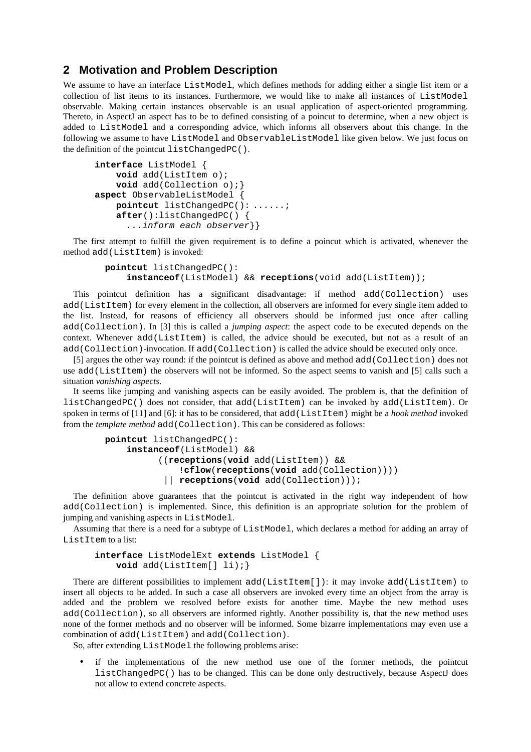## 2 Motivation and Problem Description

We assume to have an interface `ListModel`, which defines methods for adding either a single list item or a collection of list items to its instances. Furthermore, we would like to make all instances of `ListModel` observable. Making certain instances observable is an usual application of aspect-oriented programming. Thereto, in AspectJ an aspect has to be to defined consisting of a poincut to determine, when a new object is added to `ListModel` and a corresponding advice, which informs all observers about this change. In the following we assume to have `ListModel` and `ObservableListModel` like given below. We just focus on the definition of the pointcut `listChangedPC()`.

```
interface ListModel {
    void add(ListItem o);
    void add(Collection o);}
aspect ObservableListModel {
    pointcut listChangedPC(): ......;
    after():listChangedPC() {
      ...inform each observer}}
```

The first attempt to fulfill the given requirement is to define a poincut which is activated, whenever the method `add(ListItem)` is invoked:

```
pointcut listChangedPC():
    instanceof(ListModel) && receptions(void add(ListItem));
```

This pointcut definition has a significant disadvantage: if method `add(Collection)` uses `add(ListItem)` for every element in the collection, all observers are informed for every single item added to the list. Instead, for reasons of efficiency all observers should be informed just once after calling `add(Collection)`. In [3] this is called a *jumping aspect*: the aspect code to be executed depends on the context. Whenever `add(ListItem)` is called, the advice should be executed, but not as a result of an `add(Collection)`-invocation. If `add(Collection)` is called the advice should be executed only once.

[5] argues the other way round: if the pointcut is defined as above and method `add(Collection)` does not use `add(ListItem)` the observers will not be informed. So the aspect seems to vanish and [5] calls such a situation *vanishing aspects*.

It seems like jumping and vanishing aspects can be easily avoided. The problem is, that the definition of `listChangedPC()` does not consider, that `add(ListItem)` can be invoked by `add(ListItem)`. Or spoken in terms of [11] and [6]: it has to be considered, that `add(ListItem)` might be a *hook method* invoked from the *template method* `add(Collection)`. This can be considered as follows:

```
pointcut listChangedPC():
    instanceof(ListModel) &&
         ((receptions(void add(ListItem)) &&
             !cflow(receptions(void add(Collection))))
          || receptions(void add(Collection)));
```

The definition above guarantees that the pointcut is activated in the right way independent of how `add(Collection)` is implemented. Since, this definition is an appropriate solution for the problem of jumping and vanishing aspects in `ListModel`.

Assuming that there is a need for a subtype of `ListModel`, which declares a method for adding an array of `ListItem` to a list:

```
interface ListModelExt extends ListModel {
    void add(ListItem[] li);}
```

There are different possibilities to implement `add(ListItem[])`: it may invoke `add(ListItem)` to insert all objects to be added. In such a case all observers are invoked every time an object from the array is added and the problem we resolved before exists for another time. Maybe the new method uses `add(Collection)`, so all observers are informed rightly. Another possibility is, that the new method uses none of the former methods and no observer will be informed. Some bizarre implementations may even use a combination of `add(ListItem)` and `add(Collection)`.

So, after extending `ListModel` the following problems arise:

- if the implementations of the new method use one of the former methods, the pointcut `listChangedPC()` has to be changed. This can be done only destructively, because AspectJ does not allow to extend concrete aspects.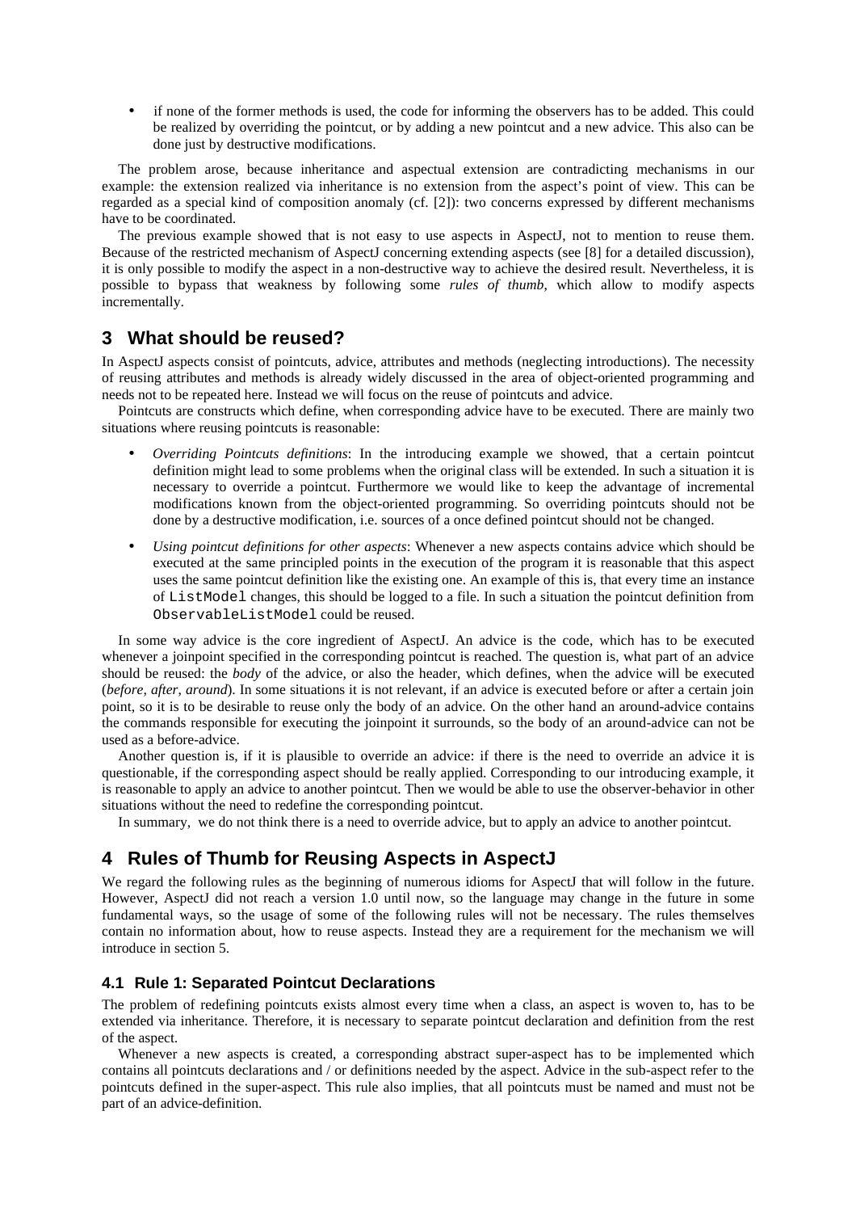- if none of the former methods is used, the code for informing the observers has to be added. This could be realized by overriding the pointcut, or by adding a new pointcut and a new advice. This also can be done just by destructive modifications.

The problem arose, because inheritance and aspectual extension are contradicting mechanisms in our example: the extension realized via inheritance is no extension from the aspect's point of view. This can be regarded as a special kind of composition anomaly (cf. [2]): two concerns expressed by different mechanisms have to be coordinated.

The previous example showed that is not easy to use aspects in AspectJ, not to mention to reuse them. Because of the restricted mechanism of AspectJ concerning extending aspects (see [8] for a detailed discussion), it is only possible to modify the aspect in a non-destructive way to achieve the desired result. Nevertheless, it is possible to bypass that weakness by following some *rules of thumb*, which allow to modify aspects incrementally.

## 3 What should be reused?

In AspectJ aspects consist of pointcuts, advice, attributes and methods (neglecting introductions). The necessity of reusing attributes and methods is already widely discussed in the area of object-oriented programming and needs not to be repeated here. Instead we will focus on the reuse of pointcuts and advice.

Pointcuts are constructs which define, when corresponding advice have to be executed. There are mainly two situations where reusing pointcuts is reasonable:

- *Overriding Pointcuts definitions*: In the introducing example we showed, that a certain pointcut definition might lead to some problems when the original class will be extended. In such a situation it is necessary to override a pointcut. Furthermore we would like to keep the advantage of incremental modifications known from the object-oriented programming. So overriding pointcuts should not be done by a destructive modification, i.e. sources of a once defined pointcut should not be changed.
- *Using pointcut definitions for other aspects*: Whenever a new aspects contains advice which should be executed at the same principled points in the execution of the program it is reasonable that this aspect uses the same pointcut definition like the existing one. An example of this is, that every time an instance of `ListModel` changes, this should be logged to a file. In such a situation the pointcut definition from `ObservableListModel` could be reused.

In some way advice is the core ingredient of AspectJ. An advice is the code, which has to be executed whenever a joinpoint specified in the corresponding pointcut is reached. The question is, what part of an advice should be reused: the *body* of the advice, or also the header, which defines, when the advice will be executed (*before*, *after*, *around*). In some situations it is not relevant, if an advice is executed before or after a certain join point, so it is to be desirable to reuse only the body of an advice. On the other hand an around-advice contains the commands responsible for executing the joinpoint it surrounds, so the body of an around-advice can not be used as a before-advice.

Another question is, if it is plausible to override an advice: if there is the need to override an advice it is questionable, if the corresponding aspect should be really applied. Corresponding to our introducing example, it is reasonable to apply an advice to another pointcut. Then we would be able to use the observer-behavior in other situations without the need to redefine the corresponding pointcut.

In summary, we do not think there is a need to override advice, but to apply an advice to another pointcut.

## 4 Rules of Thumb for Reusing Aspects in AspectJ

We regard the following rules as the beginning of numerous idioms for AspectJ that will follow in the future. However, AspectJ did not reach a version 1.0 until now, so the language may change in the future in some fundamental ways, so the usage of some of the following rules will not be necessary. The rules themselves contain no information about, how to reuse aspects. Instead they are a requirement for the mechanism we will introduce in section 5.

### 4.1 Rule 1: Separated Pointcut Declarations

The problem of redefining pointcuts exists almost every time when a class, an aspect is woven to, has to be extended via inheritance. Therefore, it is necessary to separate pointcut declaration and definition from the rest of the aspect.

Whenever a new aspects is created, a corresponding abstract super-aspect has to be implemented which contains all pointcuts declarations and / or definitions needed by the aspect. Advice in the sub-aspect refer to the pointcuts defined in the super-aspect. This rule also implies, that all pointcuts must be named and must not be part of an advice-definition.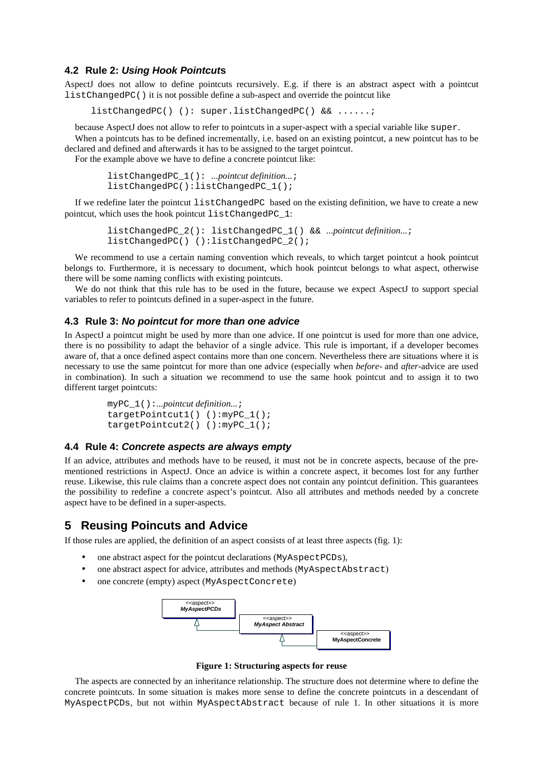### 4.2 Rule 2: *Using Hook Pointcuts*

AspectJ does not allow to define pointcuts recursively. E.g. if there is an abstract aspect with a pointcut `listChangedPC()` it is not possible define a sub-aspect and override the pointcut like

```
listChangedPC() (): super.listChangedPC() && ......;
```

because AspectJ does not allow to refer to pointcuts in a super-aspect with a special variable like `super`.

When a pointcuts has to be defined incrementally, i.e. based on an existing pointcut, a new pointcut has to be declared and defined and afterwards it has to be assigned to the target pointcut.

For the example above we have to define a concrete pointcut like:

```
listChangedPC_1(): ...pointcut definition...;
listChangedPC():listChangedPC_1();
```

If we redefine later the pointcut `listChangedPC` based on the existing definition, we have to create a new pointcut, which uses the hook pointcut `listChangedPC_1`:

```
listChangedPC_2(): listChangedPC_1() && ...pointcut definition...;
listChangedPC() ():listChangedPC_2();
```

We recommend to use a certain naming convention which reveals, to which target pointcut a hook pointcut belongs to. Furthermore, it is necessary to document, which hook pointcut belongs to what aspect, otherwise there will be some naming conflicts with existing pointcuts.

We do not think that this rule has to be used in the future, because we expect AspectJ to support special variables to refer to pointcuts defined in a super-aspect in the future.

### 4.3 Rule 3: *No pointcut for more than one advice*

In AspectJ a pointcut might be used by more than one advice. If one pointcut is used for more than one advice, there is no possibility to adapt the behavior of a single advice. This rule is important, if a developer becomes aware of, that a once defined aspect contains more than one concern. Nevertheless there are situations where it is necessary to use the same pointcut for more than one advice (especially when *before*- and *after*-advice are used in combination). In such a situation we recommend to use the same hook pointcut and to assign it to two different target pointcuts:

```
myPC_1():...pointcut definition...;
targetPointcut1() ():myPC_1();
targetPointcut2() ():myPC_1();
```

### 4.4 Rule 4: *Concrete aspects are always empty*

If an advice, attributes and methods have to be reused, it must not be in concrete aspects, because of the pre-mentioned restrictions in AspectJ. Once an advice is within a concrete aspect, it becomes lost for any further reuse. Likewise, this rule claims than a concrete aspect does not contain any pointcut definition. This guarantees the possibility to redefine a concrete aspect's pointcut. Also all attributes and methods needed by a concrete aspect have to be defined in a super-aspects.

## 5 Reusing Poincuts and Advice

If those rules are applied, the definition of an aspect consists of at least three aspects (fig. 1):

- one abstract aspect for the pointcut declarations (`MyAspectPCDs`),
- one abstract aspect for advice, attributes and methods (`MyAspectAbstract`)
- one concrete (empty) aspect (`MyAspectConcrete`)

**Figure 1: Structuring aspects for reuse**

The aspects are connected by an inheritance relationship. The structure does not determine where to define the concrete pointcuts. In some situation is makes more sense to define the concrete pointcuts in a descendant of `MyAspectPCDs`, but not within `MyAspectAbstract` because of rule 1. In other situations it is more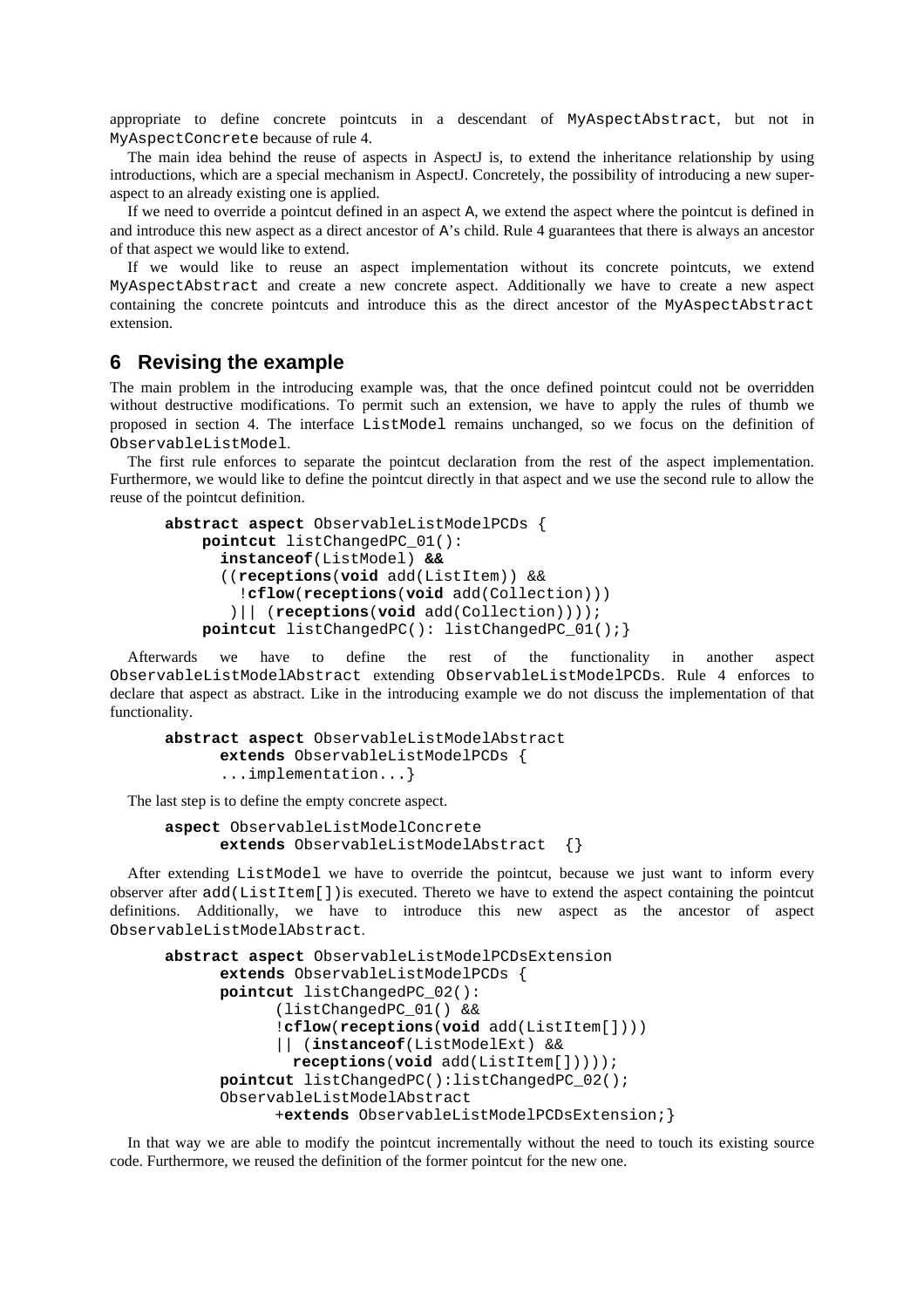appropriate to define concrete pointcuts in a descendant of MyAspectAbstract, but not in MyAspectConcrete because of rule 4.

The main idea behind the reuse of aspects in AspectJ is, to extend the inheritance relationship by using introductions, which are a special mechanism in AspectJ. Concretely, the possibility of introducing a new super-aspect to an already existing one is applied.

If we need to override a pointcut defined in an aspect A, we extend the aspect where the pointcut is defined in and introduce this new aspect as a direct ancestor of A's child. Rule 4 guarantees that there is always an ancestor of that aspect we would like to extend.

If we would like to reuse an aspect implementation without its concrete pointcuts, we extend MyAspectAbstract and create a new concrete aspect. Additionally we have to create a new aspect containing the concrete pointcuts and introduce this as the direct ancestor of the MyAspectAbstract extension.

## 6 Revising the example

The main problem in the introducing example was, that the once defined pointcut could not be overridden without destructive modifications. To permit such an extension, we have to apply the rules of thumb we proposed in section 4. The interface ListModel remains unchanged, so we focus on the definition of ObservableListModel.

The first rule enforces to separate the pointcut declaration from the rest of the aspect implementation. Furthermore, we would like to define the pointcut directly in that aspect and we use the second rule to allow the reuse of the pointcut definition.

```
abstract aspect ObservableListModelPCDs {
    pointcut listChangedPC_01():
      instanceof(ListModel) &&
      ((receptions(void add(ListItem)) &&
        !cflow(receptions(void add(Collection)))
       )|| (receptions(void add(Collection))));
    pointcut listChangedPC(): listChangedPC_01();}
```

Afterwards we have to define the rest of the functionality in another aspect ObservableListModelAbstract extending ObservableListModelPCDs. Rule 4 enforces to declare that aspect as abstract. Like in the introducing example we do not discuss the implementation of that functionality.

```
abstract aspect ObservableListModelAbstract
      extends ObservableListModelPCDs {
      ...implementation...}
```

The last step is to define the empty concrete aspect.

```
aspect ObservableListModelConcrete
      extends ObservableListModelAbstract  {}
```

After extending ListModel we have to override the pointcut, because we just want to inform every observer after add(ListItem[])is executed. Thereto we have to extend the aspect containing the pointcut definitions. Additionally, we have to introduce this new aspect as the ancestor of aspect ObservableListModelAbstract.

```
abstract aspect ObservableListModelPCDsExtension
      extends ObservableListModelPCDs {
      pointcut listChangedPC_02():
            (listChangedPC_01() &&
            !cflow(receptions(void add(ListItem[])))
            || (instanceof(ListModelExt) &&
              receptions(void add(ListItem[]))));
      pointcut listChangedPC():listChangedPC_02();
      ObservableListModelAbstract
            +extends ObservableListModelPCDsExtension;}
```

In that way we are able to modify the pointcut incrementally without the need to touch its existing source code. Furthermore, we reused the definition of the former pointcut for the new one.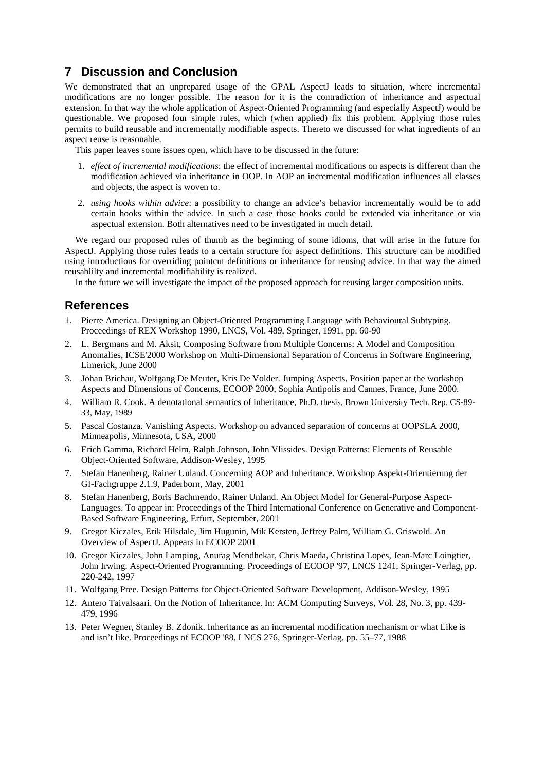## 7 Discussion and Conclusion

We demonstrated that an unprepared usage of the GPAL AspectJ leads to situation, where incremental modifications are no longer possible. The reason for it is the contradiction of inheritance and aspectual extension. In that way the whole application of Aspect-Oriented Programming (and especially AspectJ) would be questionable. We proposed four simple rules, which (when applied) fix this problem. Applying those rules permits to build reusable and incrementally modifiable aspects. Thereto we discussed for what ingredients of an aspect reuse is reasonable.

This paper leaves some issues open, which have to be discussed in the future:

1. *effect of incremental modifications*: the effect of incremental modifications on aspects is different than the modification achieved via inheritance in OOP. In AOP an incremental modification influences all classes and objects, the aspect is woven to.
2. *using hooks within advice*: a possibility to change an advice's behavior incrementally would be to add certain hooks within the advice. In such a case those hooks could be extended via inheritance or via aspectual extension. Both alternatives need to be investigated in much detail.

We regard our proposed rules of thumb as the beginning of some idioms, that will arise in the future for AspectJ. Applying those rules leads to a certain structure for aspect definitions. This structure can be modified using introductions for overriding pointcut definitions or inheritance for reusing advice. In that way the aimed reusablilty and incremental modifiability is realized.

In the future we will investigate the impact of the proposed approach for reusing larger composition units.

## References

1. Pierre America. Designing an Object-Oriented Programming Language with Behavioural Subtyping. Proceedings of REX Workshop 1990, LNCS, Vol. 489, Springer, 1991, pp. 60-90
2. L. Bergmans and M. Aksit, Composing Software from Multiple Concerns: A Model and Composition Anomalies, ICSE'2000 Workshop on Multi-Dimensional Separation of Concerns in Software Engineering, Limerick, June 2000
3. Johan Brichau, Wolfgang De Meuter, Kris De Volder. Jumping Aspects, Position paper at the workshop Aspects and Dimensions of Concerns, ECOOP 2000, Sophia Antipolis and Cannes, France, June 2000.
4. William R. Cook. A denotational semantics of inheritance, Ph.D. thesis, Brown University Tech. Rep. CS-89-33, May, 1989
5. Pascal Costanza. Vanishing Aspects, Workshop on advanced separation of concerns at OOPSLA 2000, Minneapolis, Minnesota, USA, 2000
6. Erich Gamma, Richard Helm, Ralph Johnson, John Vlissides. Design Patterns: Elements of Reusable Object-Oriented Software, Addison-Wesley, 1995
7. Stefan Hanenberg, Rainer Unland. Concerning AOP and Inheritance. Workshop Aspekt-Orientierung der GI-Fachgruppe 2.1.9, Paderborn, May, 2001
8. Stefan Hanenberg, Boris Bachmendo, Rainer Unland. An Object Model for General-Purpose Aspect-Languages. To appear in: Proceedings of the Third International Conference on Generative and Component-Based Software Engineering, Erfurt, September, 2001
9. Gregor Kiczales, Erik Hilsdale, Jim Hugunin, Mik Kersten, Jeffrey Palm, William G. Griswold. An Overview of AspectJ. Appears in ECOOP 2001
10. Gregor Kiczales, John Lamping, Anurag Mendhekar, Chris Maeda, Christina Lopes, Jean-Marc Loingtier, John Irwing. Aspect-Oriented Programming. Proceedings of ECOOP '97, LNCS 1241, Springer-Verlag, pp. 220-242, 1997
11. Wolfgang Pree. Design Patterns for Object-Oriented Software Development, Addison-Wesley, 1995
12. Antero Taivalsaari. On the Notion of Inheritance. In: ACM Computing Surveys, Vol. 28, No. 3, pp. 439-479, 1996
13. Peter Wegner, Stanley B. Zdonik. Inheritance as an incremental modification mechanism or what Like is and isn't like. Proceedings of ECOOP '88, LNCS 276, Springer-Verlag, pp. 55–77, 1988